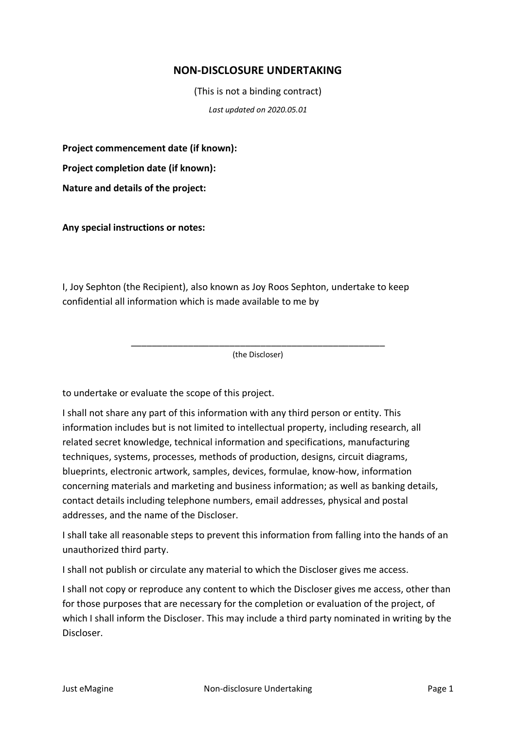# NON-DISCLOSURE UNDERTAKING

(This is not a binding contract)

*Last updated on 2020.05.01*

**Project commencement date (if known):**

**Project completion date (if known):**

**Nature and details of the project:**

**Any special instructions or notes:**

I, Joy Sephton (the Recipient), also known as Joy Roos Sephton, undertake to keep confidential all information which is made available to me by

_____________________________________________________

(the Discloser)

to undertake or evaluate the scope of this project.

I shall not share any part of this information with any third person or entity. This information includes but is not limited to intellectual property, including research, all related secret knowledge, technical information and specifications, manufacturing techniques, systems, processes, methods of production, designs, circuit diagrams, blueprints, electronic artwork, samples, devices, formulae, know-how, information concerning materials and marketing and business information; as well as banking details, contact details including telephone numbers, email addresses, physical and postal addresses, and the name of the Discloser.

I shall take all reasonable steps to prevent this information from falling into the hands of an unauthorized third party.

I shall not publish or circulate any material to which the Discloser gives me access.

I shall not copy or reproduce any content to which the Discloser gives me access, other than for those purposes that are necessary for the completion or evaluation of the project, of which I shall inform the Discloser. This may include a third party nominated in writing by the Discloser.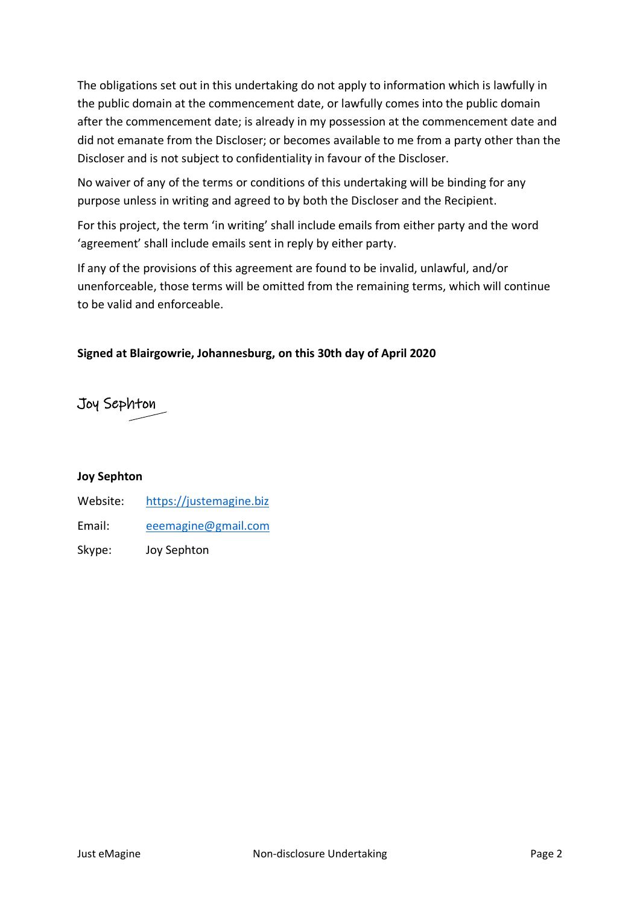The obligations set out in this undertaking do not apply to information which is lawfully in the public domain at the commencement date, or lawfully comes into the public domain after the commencement date; is already in my possession at the commencement date and did not emanate from the Discloser; or becomes available to me from a party other than the Discloser and is not subject to confidentiality in favour of the Discloser.

No waiver of any of the terms or conditions of this undertaking will be binding for any purpose unless in writing and agreed to by both the Discloser and the Recipient.

For this project, the term 'in writing' shall include emails from either party and the word 'agreement' shall include emails sent in reply by either party.

If any of the provisions of this agreement are found to be invalid, unlawful, and/or unenforceable, those terms will be omitted from the remaining terms, which will continue to be valid and enforceable.

**Signed at Blairgowrie, Johannesburg, on this 30th day of April 2020**

Joy Sephton

**Joy Sephton**

Website: https://justemagine.biz

Email: eeemagine@gmail.com

Skype: Joy Sephton